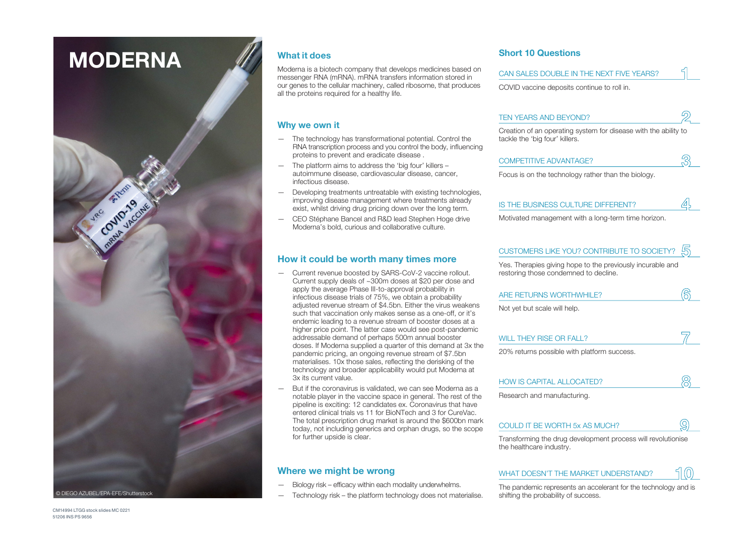# MODERNA

© DIEGO AZUBEL/EPA-EFE/Shutterstock

## What it does

Moderna is a biotech company that develops medicines based on messenger RNA (mRNA). mRNA transfers information stored in our genes to the cellular machinery, called ribosome, that produces all the proteins required for a healthy life.

## Why we own it

- The technology has transformational potential. Control the RNA transcription process and you control the body, influencing proteins to prevent and eradicate disease .
- The platform aims to address the 'big four' killers – autoimmune disease, cardiovascular disease, cancer, infectious disease.
- Developing treatments untreatable with existing technologies, improving disease management where treatments already exist, whilst driving drug pricing down over the long term.
- CEO Stéphane Bancel and R&D lead Stephen Hoge drive Moderna's bold, curious and collaborative culture.

## How it could be worth many times more

- Current revenue boosted by SARS-CoV-2 vaccine rollout. Current supply deals of ~300m doses at $20 per dose and apply the average Phase III-to-approval probability in infectious disease trials of 75%, we obtain a probability adjusted revenue stream of $4.5bn. Either the virus weakens such that vaccination only makes sense as a one-off, or it's endemic leading to a revenue stream of booster doses at a higher price point. The latter case would see post-pandemic addressable demand of perhaps 500m annual booster doses. If Moderna supplied a quarter of this demand at 3x the pandemic pricing, an ongoing revenue stream of $7.5bn materialises. 10x those sales, reflecting the derisking of the technology and broader applicability would put Moderna at 3x its current value.
- But if the coronavirus is validated, we can see Moderna as a notable player in the vaccine space in general. The rest of the pipeline is exciting: 12 candidates ex. Coronavirus that have entered clinical trials vs 11 for BioNTech and 3 for CureVac. The total prescription drug market is around the $600bn mark today, not including generics and orphan drugs, so the scope for further upside is clear.

## Where we might be wrong

- Biology risk – efficacy within each modality underwhelms.
- Technology risk – the platform technology does not materialise.

## Short 10 Questions

### 1. CAN SALES DOUBLE IN THE NEXT FIVE YEARS?

COVID vaccine deposits continue to roll in.

### 2. TEN YEARS AND BEYOND?

Creation of an operating system for disease with the ability to tackle the 'big four' killers.

### 3. COMPETITIVE ADVANTAGE?

Focus is on the technology rather than the biology.

### 4. IS THE BUSINESS CULTURE DIFFERENT?

Motivated management with a long-term time horizon.

### 5. CUSTOMERS LIKE YOU? CONTRIBUTE TO SOCIETY?

Yes. Therapies giving hope to the previously incurable and restoring those condemned to decline.

### 6. ARE RETURNS WORTHWHILE?

Not yet but scale will help.

### 7. WILL THEY RISE OR FALL?

20% returns possible with platform success.

### 8. HOW IS CAPITAL ALLOCATED?

Research and manufacturing.

### 9. COULD IT BE WORTH 5x AS MUCH?

Transforming the drug development process will revolutionise the healthcare industry.

### 10. WHAT DOESN'T THE MARKET UNDERSTAND?

The pandemic represents an accelerant for the technology and is shifting the probability of success.

CM14994 LTGG stock slides MC 0221
51206 INS PS 9656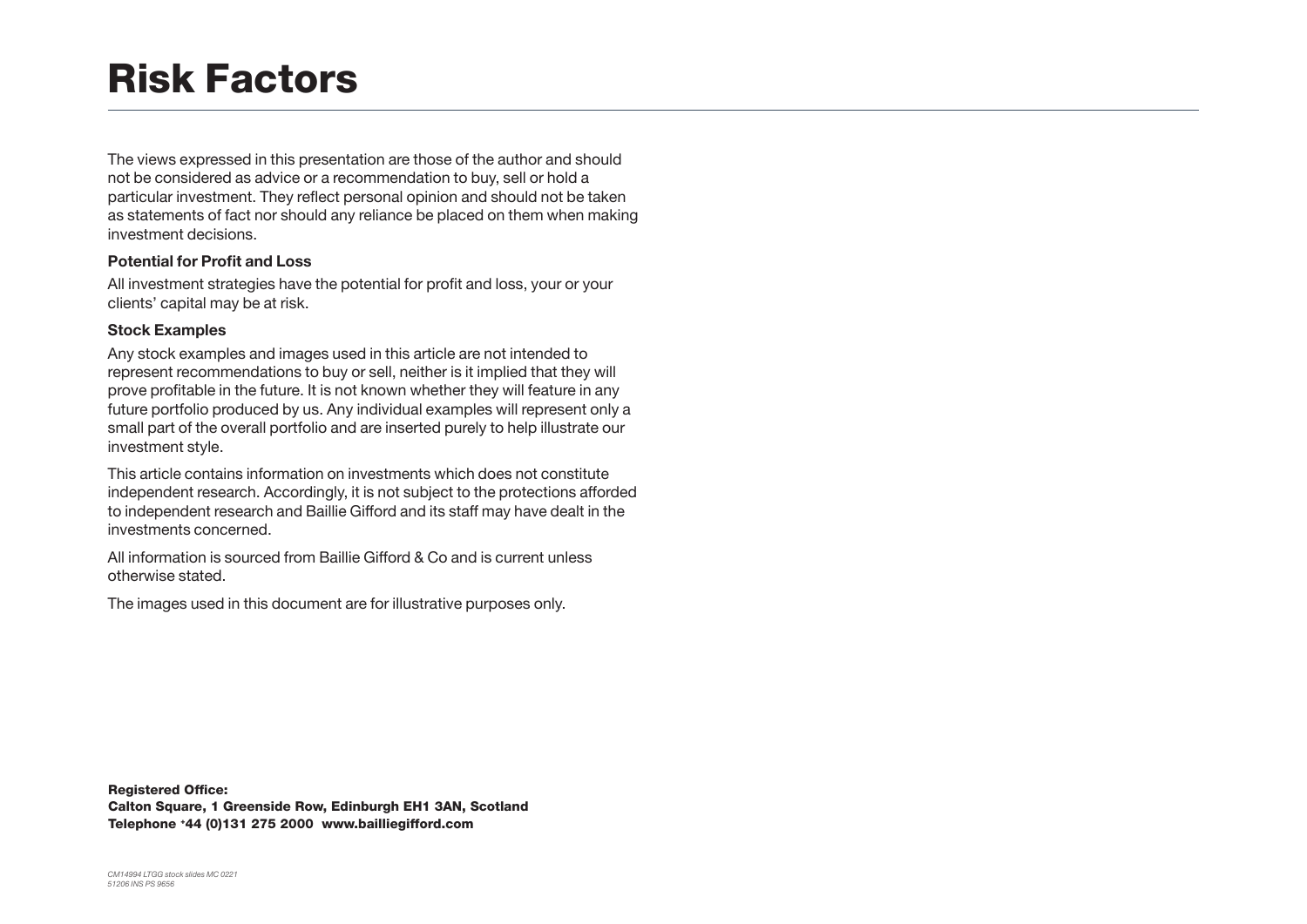# Risk Factors

The views expressed in this presentation are those of the author and should not be considered as advice or a recommendation to buy, sell or hold a particular investment. They reflect personal opinion and should not be taken as statements of fact nor should any reliance be placed on them when making investment decisions.

**Potential for Profit and Loss**

All investment strategies have the potential for profit and loss, your or your clients' capital may be at risk.

**Stock Examples**

Any stock examples and images used in this article are not intended to represent recommendations to buy or sell, neither is it implied that they will prove profitable in the future. It is not known whether they will feature in any future portfolio produced by us. Any individual examples will represent only a small part of the overall portfolio and are inserted purely to help illustrate our investment style.

This article contains information on investments which does not constitute independent research. Accordingly, it is not subject to the protections afforded to independent research and Baillie Gifford and its staff may have dealt in the investments concerned.

All information is sourced from Baillie Gifford & Co and is current unless otherwise stated.

The images used in this document are for illustrative purposes only.

**Registered Office:**
**Calton Square, 1 Greenside Row, Edinburgh EH1 3AN, Scotland**
**Telephone +44 (0)131 275 2000 www.bailliegifford.com**

*CM14994 LTGG stock slides MC 0221*
*51206 INS PS 9656*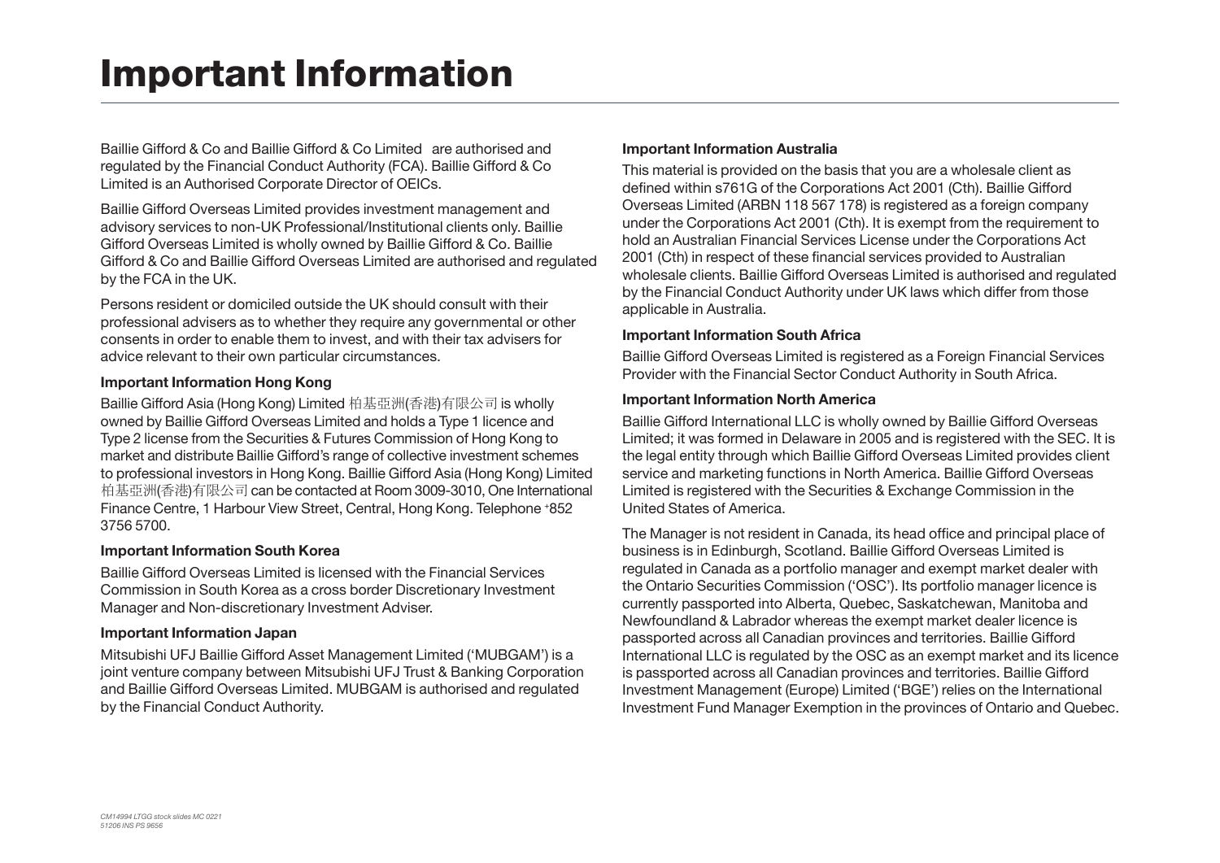# Important Information

Baillie Gifford & Co and Baillie Gifford & Co Limited are authorised and regulated by the Financial Conduct Authority (FCA). Baillie Gifford & Co Limited is an Authorised Corporate Director of OEICs.

Baillie Gifford Overseas Limited provides investment management and advisory services to non-UK Professional/Institutional clients only. Baillie Gifford Overseas Limited is wholly owned by Baillie Gifford & Co. Baillie Gifford & Co and Baillie Gifford Overseas Limited are authorised and regulated by the FCA in the UK.

Persons resident or domiciled outside the UK should consult with their professional advisers as to whether they require any governmental or other consents in order to enable them to invest, and with their tax advisers for advice relevant to their own particular circumstances.

**Important Information Hong Kong**

Baillie Gifford Asia (Hong Kong) Limited 柏基亞洲(香港)有限公司 is wholly owned by Baillie Gifford Overseas Limited and holds a Type 1 licence and Type 2 license from the Securities & Futures Commission of Hong Kong to market and distribute Baillie Gifford's range of collective investment schemes to professional investors in Hong Kong. Baillie Gifford Asia (Hong Kong) Limited 柏基亞洲(香港)有限公司 can be contacted at Room 3009-3010, One International Finance Centre, 1 Harbour View Street, Central, Hong Kong. Telephone +852 3756 5700.

**Important Information South Korea**

Baillie Gifford Overseas Limited is licensed with the Financial Services Commission in South Korea as a cross border Discretionary Investment Manager and Non-discretionary Investment Adviser.

**Important Information Japan**

Mitsubishi UFJ Baillie Gifford Asset Management Limited ('MUBGAM') is a joint venture company between Mitsubishi UFJ Trust & Banking Corporation and Baillie Gifford Overseas Limited. MUBGAM is authorised and regulated by the Financial Conduct Authority.

**Important Information Australia**

This material is provided on the basis that you are a wholesale client as defined within s761G of the Corporations Act 2001 (Cth). Baillie Gifford Overseas Limited (ARBN 118 567 178) is registered as a foreign company under the Corporations Act 2001 (Cth). It is exempt from the requirement to hold an Australian Financial Services License under the Corporations Act 2001 (Cth) in respect of these financial services provided to Australian wholesale clients. Baillie Gifford Overseas Limited is authorised and regulated by the Financial Conduct Authority under UK laws which differ from those applicable in Australia.

**Important Information South Africa**

Baillie Gifford Overseas Limited is registered as a Foreign Financial Services Provider with the Financial Sector Conduct Authority in South Africa.

**Important Information North America**

Baillie Gifford International LLC is wholly owned by Baillie Gifford Overseas Limited; it was formed in Delaware in 2005 and is registered with the SEC. It is the legal entity through which Baillie Gifford Overseas Limited provides client service and marketing functions in North America. Baillie Gifford Overseas Limited is registered with the Securities & Exchange Commission in the United States of America.

The Manager is not resident in Canada, its head office and principal place of business is in Edinburgh, Scotland. Baillie Gifford Overseas Limited is regulated in Canada as a portfolio manager and exempt market dealer with the Ontario Securities Commission ('OSC'). Its portfolio manager licence is currently passported into Alberta, Quebec, Saskatchewan, Manitoba and Newfoundland & Labrador whereas the exempt market dealer licence is passported across all Canadian provinces and territories. Baillie Gifford International LLC is regulated by the OSC as an exempt market and its licence is passported across all Canadian provinces and territories. Baillie Gifford Investment Management (Europe) Limited ('BGE') relies on the International Investment Fund Manager Exemption in the provinces of Ontario and Quebec.

*CM14994 LTGG stock slides MC 0221*
*51206 INS PS 9656*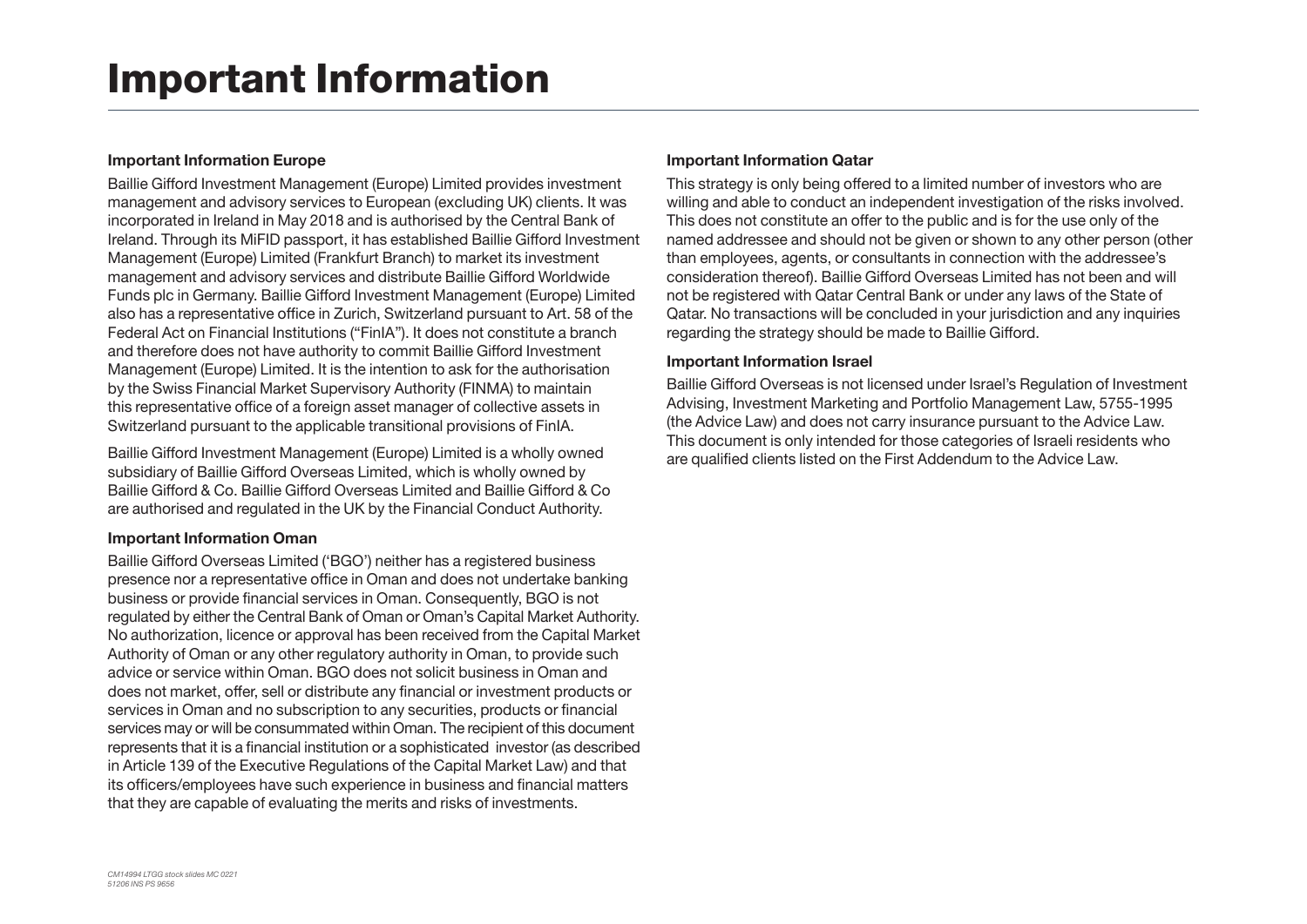# Important Information

### Important Information Europe

Baillie Gifford Investment Management (Europe) Limited provides investment management and advisory services to European (excluding UK) clients. It was incorporated in Ireland in May 2018 and is authorised by the Central Bank of Ireland. Through its MiFID passport, it has established Baillie Gifford Investment Management (Europe) Limited (Frankfurt Branch) to market its investment management and advisory services and distribute Baillie Gifford Worldwide Funds plc in Germany. Baillie Gifford Investment Management (Europe) Limited also has a representative office in Zurich, Switzerland pursuant to Art. 58 of the Federal Act on Financial Institutions ("FinIA"). It does not constitute a branch and therefore does not have authority to commit Baillie Gifford Investment Management (Europe) Limited. It is the intention to ask for the authorisation by the Swiss Financial Market Supervisory Authority (FINMA) to maintain this representative office of a foreign asset manager of collective assets in Switzerland pursuant to the applicable transitional provisions of FinIA.

Baillie Gifford Investment Management (Europe) Limited is a wholly owned subsidiary of Baillie Gifford Overseas Limited, which is wholly owned by Baillie Gifford & Co. Baillie Gifford Overseas Limited and Baillie Gifford & Co are authorised and regulated in the UK by the Financial Conduct Authority.

### Important Information Oman

Baillie Gifford Overseas Limited ('BGO') neither has a registered business presence nor a representative office in Oman and does not undertake banking business or provide financial services in Oman. Consequently, BGO is not regulated by either the Central Bank of Oman or Oman's Capital Market Authority. No authorization, licence or approval has been received from the Capital Market Authority of Oman or any other regulatory authority in Oman, to provide such advice or service within Oman. BGO does not solicit business in Oman and does not market, offer, sell or distribute any financial or investment products or services in Oman and no subscription to any securities, products or financial services may or will be consummated within Oman. The recipient of this document represents that it is a financial institution or a sophisticated investor (as described in Article 139 of the Executive Regulations of the Capital Market Law) and that its officers/employees have such experience in business and financial matters that they are capable of evaluating the merits and risks of investments.

### Important Information Qatar

This strategy is only being offered to a limited number of investors who are willing and able to conduct an independent investigation of the risks involved. This does not constitute an offer to the public and is for the use only of the named addressee and should not be given or shown to any other person (other than employees, agents, or consultants in connection with the addressee's consideration thereof). Baillie Gifford Overseas Limited has not been and will not be registered with Qatar Central Bank or under any laws of the State of Qatar. No transactions will be concluded in your jurisdiction and any inquiries regarding the strategy should be made to Baillie Gifford.

### Important Information Israel

Baillie Gifford Overseas is not licensed under Israel's Regulation of Investment Advising, Investment Marketing and Portfolio Management Law, 5755-1995 (the Advice Law) and does not carry insurance pursuant to the Advice Law. This document is only intended for those categories of Israeli residents who are qualified clients listed on the First Addendum to the Advice Law.

*CM14994 LTGG stock slides MC 0221*
*51206 INS PS 9656*